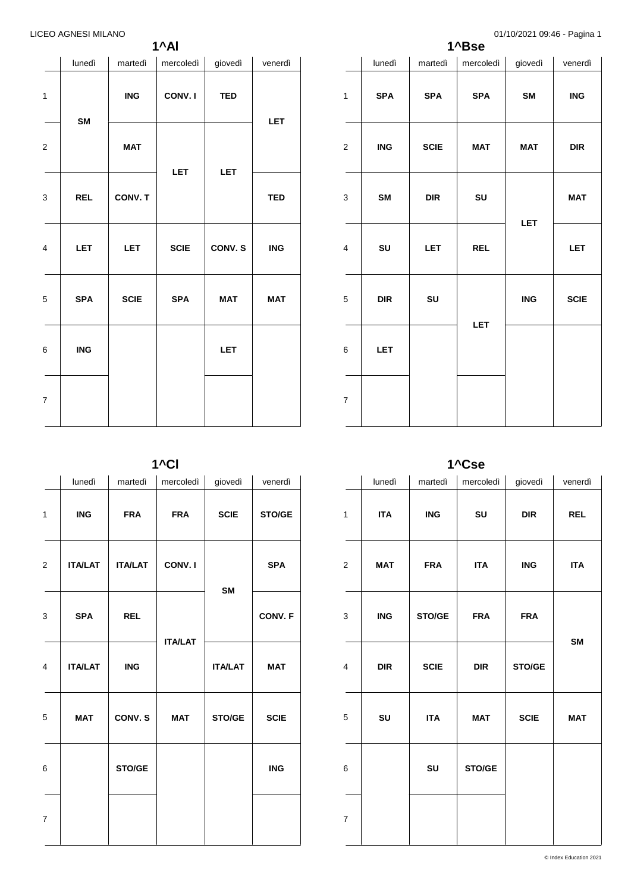LICEO AGNESI MILANO

## 1^Al

| | lunedì | martedì | mercoledì | giovedì | venerdì |
|---|---|---|---|---|---|
| 1 | SM | ING | CONV. I | TED | LET |
| 2 | SM | MAT | LET | LET | LET |
| 3 | REL | CONV. T | LET | LET | TED |
| 4 | LET | LET | SCIE | CONV. S | ING |
| 5 | SPA | SCIE | SPA | MAT | MAT |
| 6 | ING | | | LET | |
| 7 | | | | | |

## 1^Bse

| | lunedì | martedì | mercoledì | giovedì | venerdì |
|---|---|---|---|---|---|
| 1 | SPA | SPA | SPA | SM | ING |
| 2 | ING | SCIE | MAT | MAT | DIR |
| 3 | SM | DIR | SU | LET | MAT |
| 4 | SU | LET | REL | LET | LET |
| 5 | DIR | SU | LET | ING | SCIE |
| 6 | LET | | LET | | |
| 7 | | | | | |

## 1^Cl

| | lunedì | martedì | mercoledì | giovedì | venerdì |
|---|---|---|---|---|---|
| 1 | ING | FRA | FRA | SCIE | STO/GE |
| 2 | ITA/LAT | ITA/LAT | CONV. I | SM | SPA |
| 3 | SPA | REL | ITA/LAT | SM | CONV. F |
| 4 | ITA/LAT | ING | ITA/LAT | ITA/LAT | MAT |
| 5 | MAT | CONV. S | MAT | STO/GE | SCIE |
| 6 | | STO/GE | | | ING |
| 7 | | | | | |

## 1^Cse

| | lunedì | martedì | mercoledì | giovedì | venerdì |
|---|---|---|---|---|---|
| 1 | ITA | ING | SU | DIR | REL |
| 2 | MAT | FRA | ITA | ING | ITA |
| 3 | ING | STO/GE | FRA | FRA | SM |
| 4 | DIR | SCIE | DIR | STO/GE | SM |
| 5 | SU | ITA | MAT | SCIE | MAT |
| 6 | | SU | STO/GE | | |
| 7 | | | | | |

© Index Education 2021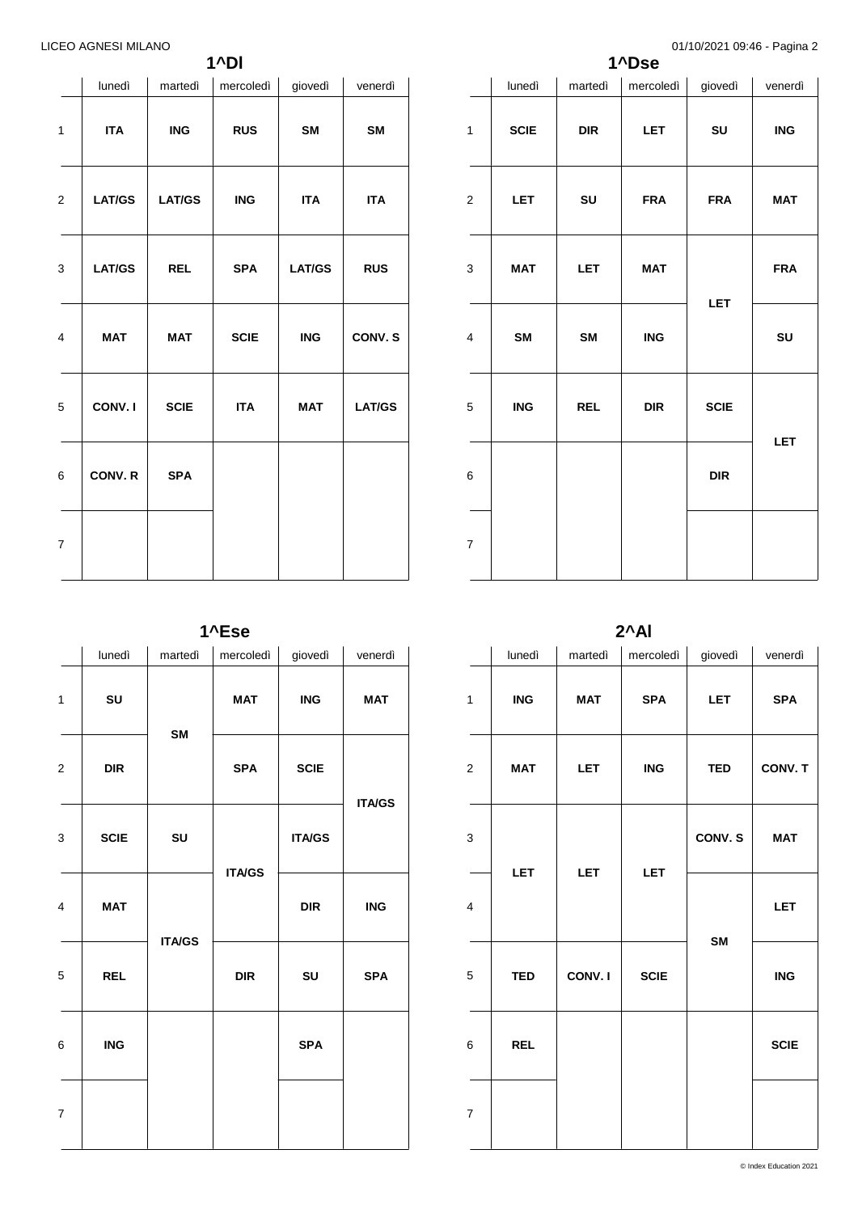## 1^Dl

| | lunedì | martedì | mercoledì | giovedì | venerdì |
|---|---|---|---|---|---|
| 1 | **ITA** | **ING** | **RUS** | **SM** | **SM** |
| 2 | **LAT/GS** | **LAT/GS** | **ING** | **ITA** | **ITA** |
| 3 | **LAT/GS** | **REL** | **SPA** | **LAT/GS** | **RUS** |
| 4 | **MAT** | **MAT** | **SCIE** | **ING** | **CONV. S** |
| 5 | **CONV. I** | **SCIE** | **ITA** | **MAT** | **LAT/GS** |
| 6 | **CONV. R** | **SPA** | | | |
| 7 | | | | | |

## 1^Dse

| | lunedì | martedì | mercoledì | giovedì | venerdì |
|---|---|---|---|---|---|
| 1 | **SCIE** | **DIR** | **LET** | **SU** | **ING** |
| 2 | **LET** | **SU** | **FRA** | **FRA** | **MAT** |
| 3 | **MAT** | **LET** | **MAT** | **LET** | **FRA** |
| 4 | **SM** | **SM** | **ING** | **LET** | **SU** |
| 5 | **ING** | **REL** | **DIR** | **SCIE** | **LET** |
| 6 | | | | **DIR** | **LET** |
| 7 | | | | | |

## 1^Ese

| | lunedì | martedì | mercoledì | giovedì | venerdì |
|---|---|---|---|---|---|
| 1 | **SU** | **SM** | **MAT** | **ING** | **MAT** |
| 2 | **DIR** | **SM** | **SPA** | **SCIE** | **ITA/GS** |
| 3 | **SCIE** | **SU** | **ITA/GS** | **ITA/GS** | **ITA/GS** |
| 4 | **MAT** | **ITA/GS** | **ITA/GS** | **DIR** | **ING** |
| 5 | **REL** | **ITA/GS** | **DIR** | **SU** | **SPA** |
| 6 | **ING** | | | **SPA** | |
| 7 | | | | | |

## 2^Al

| | lunedì | martedì | mercoledì | giovedì | venerdì |
|---|---|---|---|---|---|
| 1 | **ING** | **MAT** | **SPA** | **LET** | **SPA** |
| 2 | **MAT** | **LET** | **ING** | **TED** | **CONV. T** |
| 3 | **LET** | **LET** | **LET** | **CONV. S** | **MAT** |
| 4 | **LET** | **LET** | **LET** | **SM** | **LET** |
| 5 | **TED** | **CONV. I** | **SCIE** | **SM** | **ING** |
| 6 | **REL** | | | | **SCIE** |
| 7 | | | | | |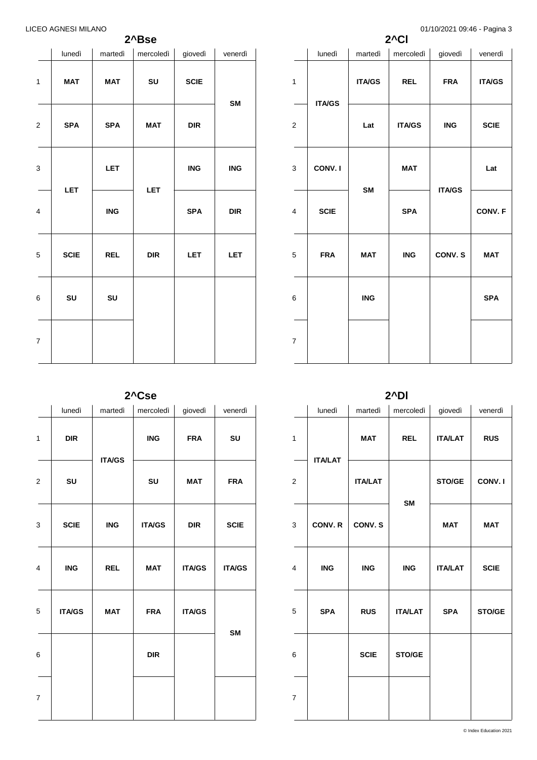## 2^Bse

| | lunedì | martedì | mercoledì | giovedì | venerdì |
|---|---|---|---|---|---|
| 1 | MAT | MAT | SU | SCIE | SM |
| 2 | SPA | SPA | MAT | DIR | SM |
| 3 | LET | LET | LET | ING | ING |
| 4 | LET | ING | LET | SPA | DIR |
| 5 | SCIE | REL | DIR | LET | LET |
| 6 | SU | SU | | | |
| 7 | | | | | |

## 2^Cl

| | lunedì | martedì | mercoledì | giovedì | venerdì |
|---|---|---|---|---|---|
| 1 | ITA/GS | ITA/GS | REL | FRA | ITA/GS |
| 2 | ITA/GS | Lat | ITA/GS | ING | SCIE |
| 3 | CONV. I | SM | MAT | ITA/GS | Lat |
| 4 | SCIE | SM | SPA | ITA/GS | CONV. F |
| 5 | FRA | MAT | ING | CONV. S | MAT |
| 6 | | ING | | | SPA |
| 7 | | | | | |

## 2^Cse

| | lunedì | martedì | mercoledì | giovedì | venerdì |
|---|---|---|---|---|---|
| 1 | DIR | ITA/GS | ING | FRA | SU |
| 2 | SU | ITA/GS | SU | MAT | FRA |
| 3 | SCIE | ING | ITA/GS | DIR | SCIE |
| 4 | ING | REL | MAT | ITA/GS | ITA/GS |
| 5 | ITA/GS | MAT | FRA | ITA/GS | SM |
| 6 | | | DIR | | SM |
| 7 | | | | | |

## 2^Dl

| | lunedì | martedì | mercoledì | giovedì | venerdì |
|---|---|---|---|---|---|
| 1 | ITA/LAT | MAT | REL | ITA/LAT | RUS |
| 2 | ITA/LAT | ITA/LAT | SM | STO/GE | CONV. I |
| 3 | CONV. R | CONV. S | SM | MAT | MAT |
| 4 | ING | ING | ING | ITA/LAT | SCIE |
| 5 | SPA | RUS | ITA/LAT | SPA | STO/GE |
| 6 | | SCIE | STO/GE | | |
| 7 | | | | | |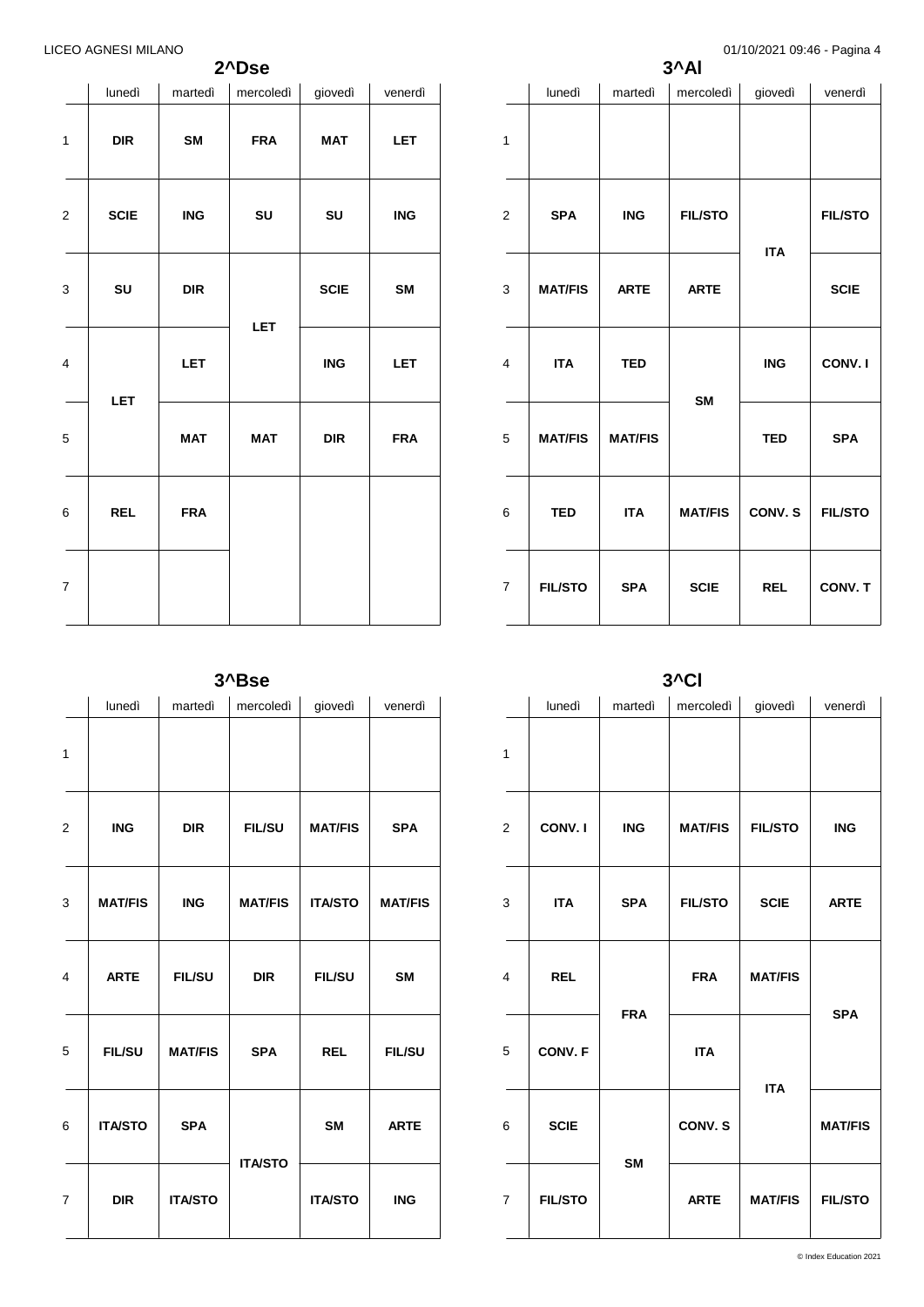## 2^Dse

| | lunedì | martedì | mercoledì | giovedì | venerdì |
|---|---|---|---|---|---|
| 1 | **DIR** | **SM** | **FRA** | **MAT** | **LET** |
| 2 | **SCIE** | **ING** | **SU** | **SU** | **ING** |
| 3 | **SU** | **DIR** | **LET** | **SCIE** | **SM** |
| 4 | **LET** | **LET** | **LET** | **ING** | **LET** |
| 5 | **LET** | **MAT** | **MAT** | **DIR** | **FRA** |
| 6 | **REL** | **FRA** | | | |
| 7 | | | | | |

## 3^Al

| | lunedì | martedì | mercoledì | giovedì | venerdì |
|---|---|---|---|---|---|
| 1 | | | | | |
| 2 | **SPA** | **ING** | **FIL/STO** | **ITA** | **FIL/STO** |
| 3 | **MAT/FIS** | **ARTE** | **ARTE** | **ITA** | **SCIE** |
| 4 | **ITA** | **TED** | **SM** | **ING** | **CONV. I** |
| 5 | **MAT/FIS** | **MAT/FIS** | **SM** | **TED** | **SPA** |
| 6 | **TED** | **ITA** | **MAT/FIS** | **CONV. S** | **FIL/STO** |
| 7 | **FIL/STO** | **SPA** | **SCIE** | **REL** | **CONV. T** |

## 3^Bse

| | lunedì | martedì | mercoledì | giovedì | venerdì |
|---|---|---|---|---|---|
| 1 | | | | | |
| 2 | **ING** | **DIR** | **FIL/SU** | **MAT/FIS** | **SPA** |
| 3 | **MAT/FIS** | **ING** | **MAT/FIS** | **ITA/STO** | **MAT/FIS** |
| 4 | **ARTE** | **FIL/SU** | **DIR** | **FIL/SU** | **SM** |
| 5 | **FIL/SU** | **MAT/FIS** | **SPA** | **REL** | **FIL/SU** |
| 6 | **ITA/STO** | **SPA** | **ITA/STO** | **SM** | **ARTE** |
| 7 | **DIR** | **ITA/STO** | **ITA/STO** | **ITA/STO** | **ING** |

## 3^Cl

| | lunedì | martedì | mercoledì | giovedì | venerdì |
|---|---|---|---|---|---|
| 1 | | | | | |
| 2 | **CONV. I** | **ING** | **MAT/FIS** | **FIL/STO** | **ING** |
| 3 | **ITA** | **SPA** | **FIL/STO** | **SCIE** | **ARTE** |
| 4 | **REL** | **FRA** | **FRA** | **MAT/FIS** | **SPA** |
| 5 | **CONV. F** | **FRA** | **ITA** | **ITA** | **SPA** |
| 6 | **SCIE** | **SM** | **CONV. S** | **ITA** | **MAT/FIS** |
| 7 | **FIL/STO** | **SM** | **ARTE** | **MAT/FIS** | **FIL/STO** |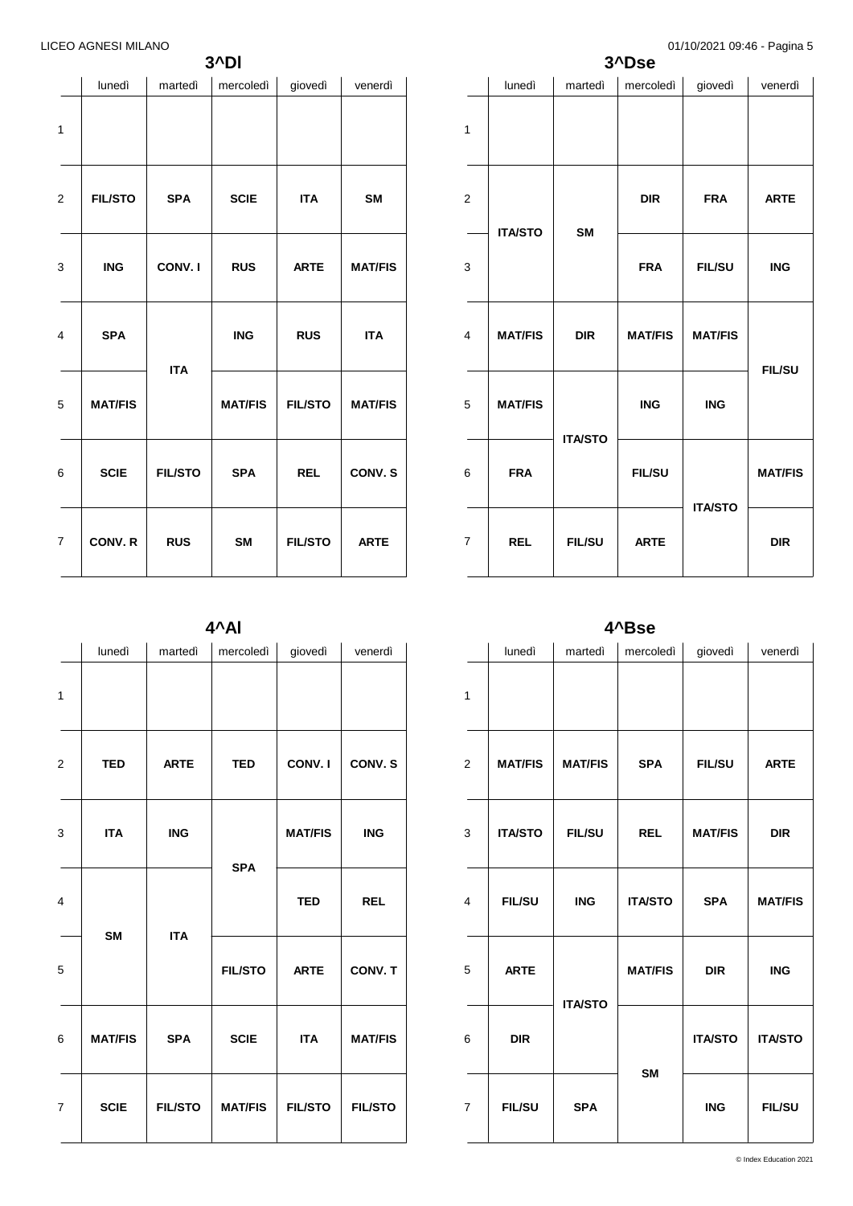## 3^DI

| | lunedì | martedì | mercoledì | giovedì | venerdì |
|---|---|---|---|---|---|
| 1 | | | | | |
| 2 | **FIL/STO** | **SPA** | **SCIE** | **ITA** | **SM** |
| 3 | **ING** | **CONV. I** | **RUS** | **ARTE** | **MAT/FIS** |
| 4 | **SPA** | **ITA** | **ING** | **RUS** | **ITA** |
| 5 | **MAT/FIS** | **ITA** | **MAT/FIS** | **FIL/STO** | **MAT/FIS** |
| 6 | **SCIE** | **FIL/STO** | **SPA** | **REL** | **CONV. S** |
| 7 | **CONV. R** | **RUS** | **SM** | **FIL/STO** | **ARTE** |

## 3^Dse

| | lunedì | martedì | mercoledì | giovedì | venerdì |
|---|---|---|---|---|---|
| 1 | | | | | |
| 2 | **ITA/STO** | **SM** | **DIR** | **FRA** | **ARTE** |
| 3 | **ITA/STO** | **SM** | **FRA** | **FIL/SU** | **ING** |
| 4 | **MAT/FIS** | **DIR** | **MAT/FIS** | **MAT/FIS** | **FIL/SU** |
| 5 | **MAT/FIS** | **ITA/STO** | **ING** | **ING** | **FIL/SU** |
| 6 | **FRA** | **ITA/STO** | **FIL/SU** | **ITA/STO** | **MAT/FIS** |
| 7 | **REL** | **FIL/SU** | **ARTE** | **ITA/STO** | **DIR** |

## 4^AI

| | lunedì | martedì | mercoledì | giovedì | venerdì |
|---|---|---|---|---|---|
| 1 | | | | | |
| 2 | **TED** | **ARTE** | **TED** | **CONV. I** | **CONV. S** |
| 3 | **ITA** | **ING** | **SPA** | **MAT/FIS** | **ING** |
| 4 | **SM** | **ITA** | **SPA** | **TED** | **REL** |
| 5 | **SM** | **ITA** | **FIL/STO** | **ARTE** | **CONV. T** |
| 6 | **MAT/FIS** | **SPA** | **SCIE** | **ITA** | **MAT/FIS** |
| 7 | **SCIE** | **FIL/STO** | **MAT/FIS** | **FIL/STO** | **FIL/STO** |

## 4^Bse

| | lunedì | martedì | mercoledì | giovedì | venerdì |
|---|---|---|---|---|---|
| 1 | | | | | |
| 2 | **MAT/FIS** | **MAT/FIS** | **SPA** | **FIL/SU** | **ARTE** |
| 3 | **ITA/STO** | **FIL/SU** | **REL** | **MAT/FIS** | **DIR** |
| 4 | **FIL/SU** | **ING** | **ITA/STO** | **SPA** | **MAT/FIS** |
| 5 | **ARTE** | **ITA/STO** | **MAT/FIS** | **DIR** | **ING** |
| 6 | **DIR** | **ITA/STO** | **SM** | **ITA/STO** | **ITA/STO** |
| 7 | **FIL/SU** | **SPA** | **SM** | **ING** | **FIL/SU** |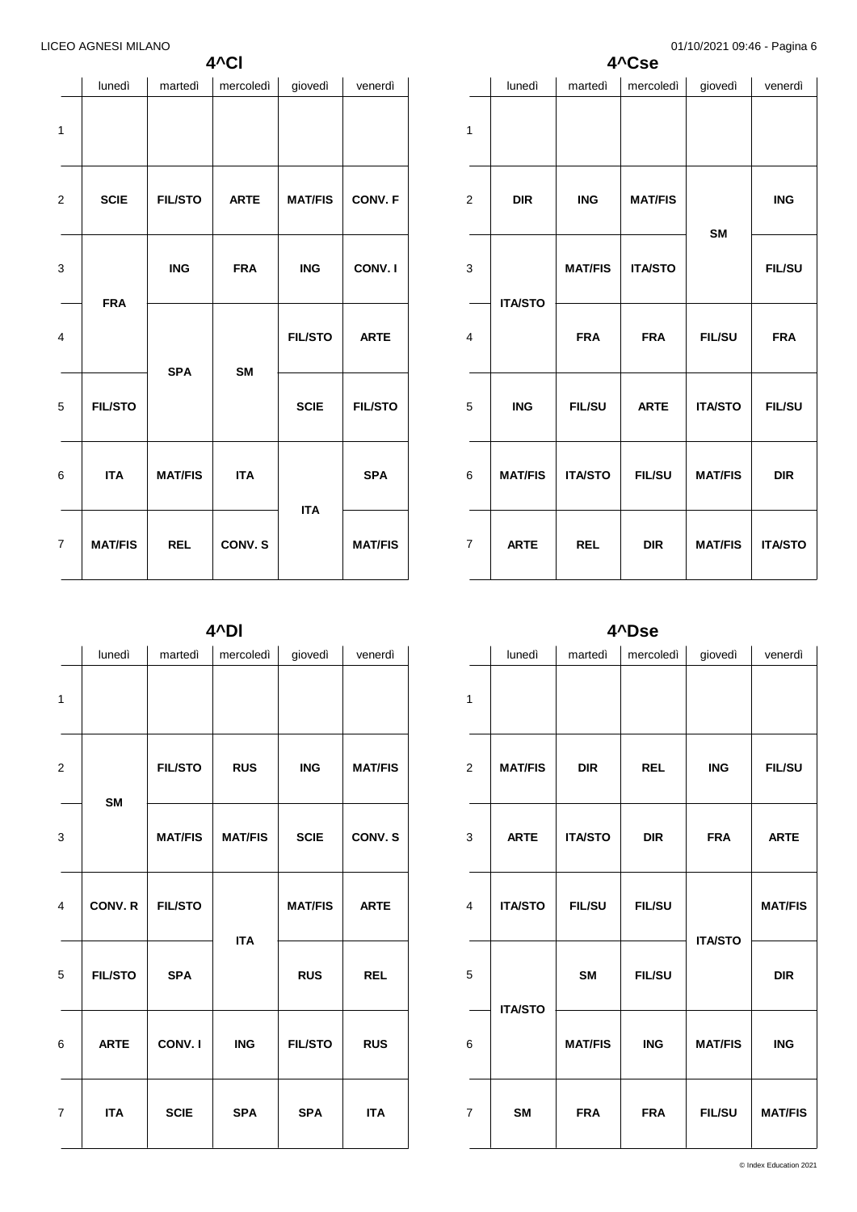## 4^Cl

| | lunedì | martedì | mercoledì | giovedì | venerdì |
|---|---|---|---|---|---|
| 1 | | | | | |
| 2 | **SCIE** | **FIL/STO** | **ARTE** | **MAT/FIS** | **CONV. F** |
| 3 | **FRA** | **ING** | **FRA** | **ING** | **CONV. I** |
| 4 | **FRA** | **SPA** | **SM** | **FIL/STO** | **ARTE** |
| 5 | **FIL/STO** | **SPA** | **SM** | **SCIE** | **FIL/STO** |
| 6 | **ITA** | **MAT/FIS** | **ITA** | **ITA** | **SPA** |
| 7 | **MAT/FIS** | **REL** | **CONV. S** | **ITA** | **MAT/FIS** |

## 4^Cse

| | lunedì | martedì | mercoledì | giovedì | venerdì |
|---|---|---|---|---|---|
| 1 | | | | | |
| 2 | **DIR** | **ING** | **MAT/FIS** | **SM** | **ING** |
| 3 | **ITA/STO** | **MAT/FIS** | **ITA/STO** | **SM** | **FIL/SU** |
| 4 | **ITA/STO** | **FRA** | **FRA** | **FIL/SU** | **FRA** |
| 5 | **ING** | **FIL/SU** | **ARTE** | **ITA/STO** | **FIL/SU** |
| 6 | **MAT/FIS** | **ITA/STO** | **FIL/SU** | **MAT/FIS** | **DIR** |
| 7 | **ARTE** | **REL** | **DIR** | **MAT/FIS** | **ITA/STO** |

## 4^Dl

| | lunedì | martedì | mercoledì | giovedì | venerdì |
|---|---|---|---|---|---|
| 1 | | | | | |
| 2 | **SM** | **FIL/STO** | **RUS** | **ING** | **MAT/FIS** |
| 3 | **SM** | **MAT/FIS** | **MAT/FIS** | **SCIE** | **CONV. S** |
| 4 | **CONV. R** | **FIL/STO** | **ITA** | **MAT/FIS** | **ARTE** |
| 5 | **FIL/STO** | **SPA** | **ITA** | **RUS** | **REL** |
| 6 | **ARTE** | **CONV. I** | **ING** | **FIL/STO** | **RUS** |
| 7 | **ITA** | **SCIE** | **SPA** | **SPA** | **ITA** |

## 4^Dse

| | lunedì | martedì | mercoledì | giovedì | venerdì |
|---|---|---|---|---|---|
| 1 | | | | | |
| 2 | **MAT/FIS** | **DIR** | **REL** | **ING** | **FIL/SU** |
| 3 | **ARTE** | **ITA/STO** | **DIR** | **FRA** | **ARTE** |
| 4 | **ITA/STO** | **FIL/SU** | **FIL/SU** | **ITA/STO** | **MAT/FIS** |
| 5 | **ITA/STO** | **SM** | **FIL/SU** | **ITA/STO** | **DIR** |
| 6 | **ITA/STO** | **MAT/FIS** | **ING** | **MAT/FIS** | **ING** |
| 7 | **SM** | **FRA** | **FRA** | **FIL/SU** | **MAT/FIS** |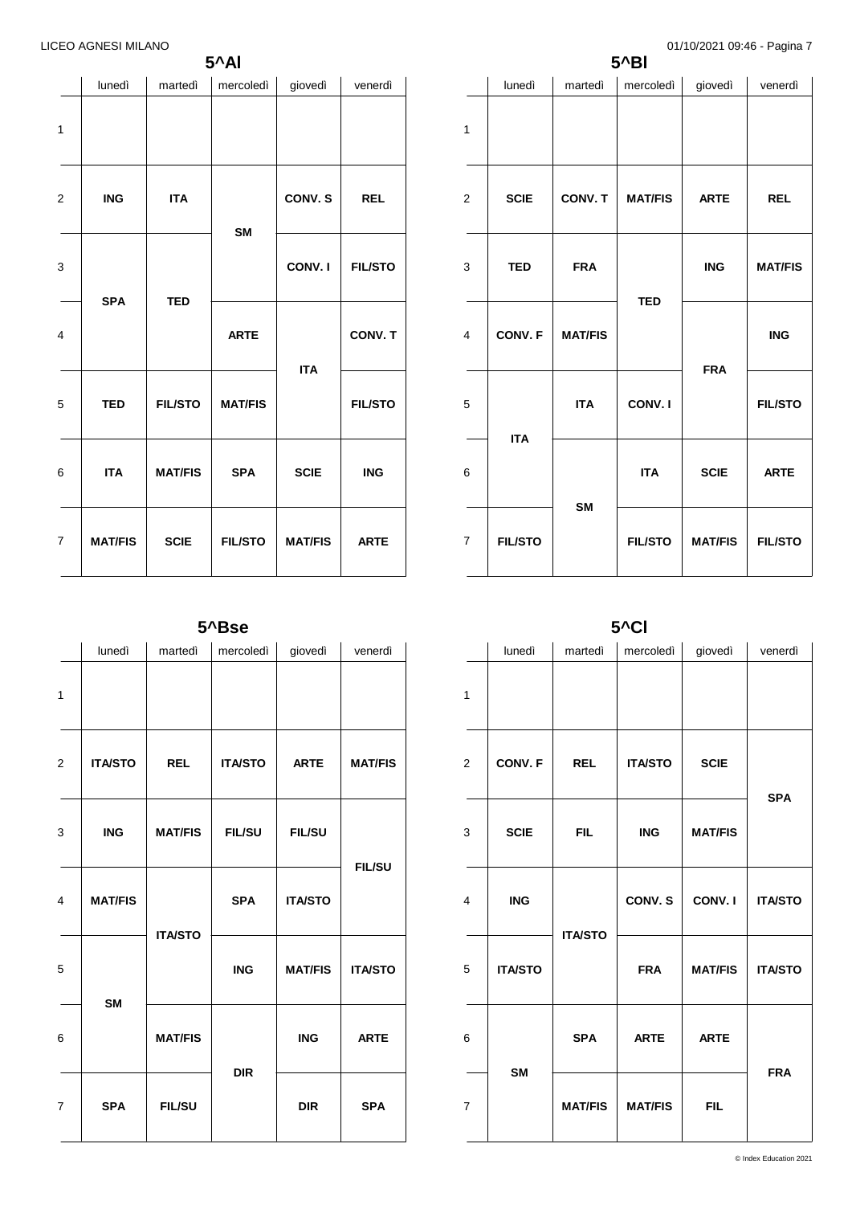## 5^AI

| | lunedì | martedì | mercoledì | giovedì | venerdì |
|---|---|---|---|---|---|
| 1 | | | | | |
| 2 | **ING** | **ITA** | **SM** | **CONV. S** | **REL** |
| 3 | **SPA** | **TED** | **SM** | **CONV. I** | **FIL/STO** |
| 4 | **SPA** | **TED** | **ARTE** | **ITA** | **CONV. T** |
| 5 | **TED** | **FIL/STO** | **MAT/FIS** | **ITA** | **FIL/STO** |
| 6 | **ITA** | **MAT/FIS** | **SPA** | **SCIE** | **ING** |
| 7 | **MAT/FIS** | **SCIE** | **FIL/STO** | **MAT/FIS** | **ARTE** |

## 5^BI

| | lunedì | martedì | mercoledì | giovedì | venerdì |
|---|---|---|---|---|---|
| 1 | | | | | |
| 2 | **SCIE** | **CONV. T** | **MAT/FIS** | **ARTE** | **REL** |
| 3 | **TED** | **FRA** | **TED** | **ING** | **MAT/FIS** |
| 4 | **CONV. F** | **MAT/FIS** | **TED** | **FRA** | **ING** |
| 5 | **ITA** | **ITA** | **CONV. I** | **FRA** | **FIL/STO** |
| 6 | **ITA** | **SM** | **ITA** | **SCIE** | **ARTE** |
| 7 | **FIL/STO** | **SM** | **FIL/STO** | **MAT/FIS** | **FIL/STO** |

## 5^Bse

| | lunedì | martedì | mercoledì | giovedì | venerdì |
|---|---|---|---|---|---|
| 1 | | | | | |
| 2 | **ITA/STO** | **REL** | **ITA/STO** | **ARTE** | **MAT/FIS** |
| 3 | **ING** | **MAT/FIS** | **FIL/SU** | **FIL/SU** | **FIL/SU** |
| 4 | **MAT/FIS** | **ITA/STO** | **SPA** | **ITA/STO** | **FIL/SU** |
| 5 | **SM** | **ITA/STO** | **ING** | **MAT/FIS** | **ITA/STO** |
| 6 | **SM** | **MAT/FIS** | **DIR** | **ING** | **ARTE** |
| 7 | **SPA** | **FIL/SU** | **DIR** | **DIR** | **SPA** |

## 5^CI

| | lunedì | martedì | mercoledì | giovedì | venerdì |
|---|---|---|---|---|---|
| 1 | | | | | |
| 2 | **CONV. F** | **REL** | **ITA/STO** | **SCIE** | **SPA** |
| 3 | **SCIE** | **FIL** | **ING** | **MAT/FIS** | **SPA** |
| 4 | **ING** | **ITA/STO** | **CONV. S** | **CONV. I** | **ITA/STO** |
| 5 | **ITA/STO** | **ITA/STO** | **FRA** | **MAT/FIS** | **ITA/STO** |
| 6 | **SM** | **SPA** | **ARTE** | **ARTE** | **FRA** |
| 7 | **SM** | **MAT/FIS** | **MAT/FIS** | **FIL** | **FRA** |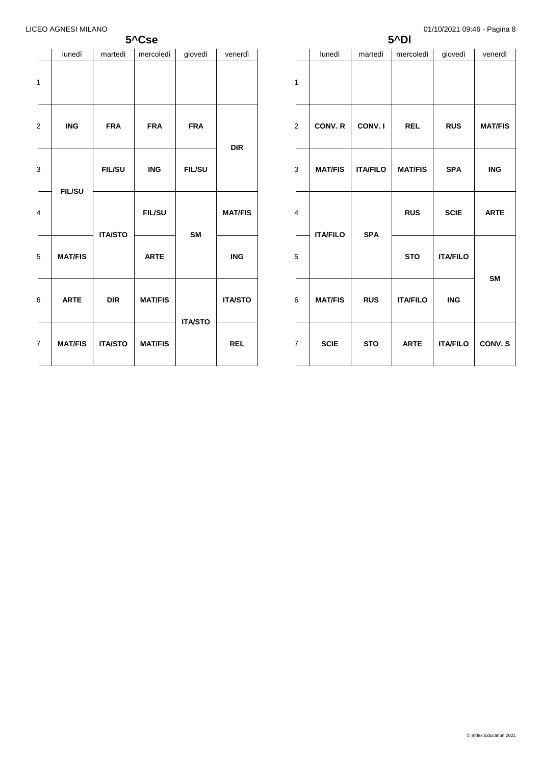## 5^Cse

| | lunedì | martedì | mercoledì | giovedì | venerdì |
|---|---|---|---|---|---|
| 1 | | | | | |
| 2 | **ING** | **FRA** | **FRA** | **FRA** | **DIR** |
| 3 | **FIL/SU** | **FIL/SU** | **ING** | **FIL/SU** | **DIR** |
| 4 | **FIL/SU** | **ITA/STO** | **FIL/SU** | **SM** | **MAT/FIS** |
| 5 | **MAT/FIS** | **ITA/STO** | **ARTE** | **SM** | **ING** |
| 6 | **ARTE** | **DIR** | **MAT/FIS** | **ITA/STO** | **ITA/STO** |
| 7 | **MAT/FIS** | **ITA/STO** | **MAT/FIS** | **ITA/STO** | **REL** |

## 5^Dl

| | lunedì | martedì | mercoledì | giovedì | venerdì |
|---|---|---|---|---|---|
| 1 | | | | | |
| 2 | **CONV. R** | **CONV. I** | **REL** | **RUS** | **MAT/FIS** |
| 3 | **MAT/FIS** | **ITA/FILO** | **MAT/FIS** | **SPA** | **ING** |
| 4 | **ITA/FILO** | **SPA** | **RUS** | **SCIE** | **ARTE** |
| 5 | **ITA/FILO** | **SPA** | **STO** | **ITA/FILO** | **SM** |
| 6 | **MAT/FIS** | **RUS** | **ITA/FILO** | **ING** | **SM** |
| 7 | **SCIE** | **STO** | **ARTE** | **ITA/FILO** | **CONV. S** |